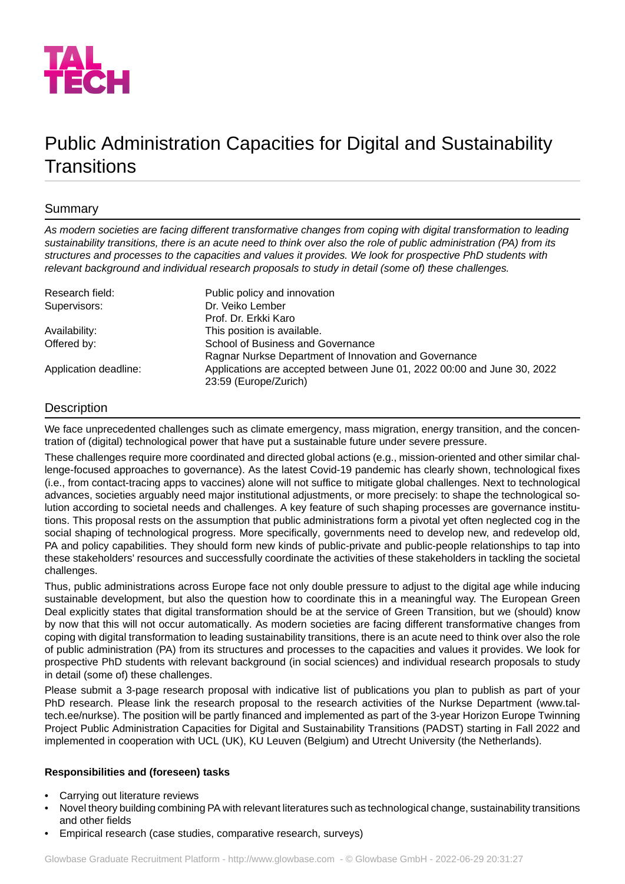TAL TECH

# Public Administration Capacities for Digital and Sustainability Transitions

## Summary

*As modern societies are facing different transformative changes from coping with digital transformation to leading sustainability transitions, there is an acute need to think over also the role of public administration (PA) from its structures and processes to the capacities and values it provides. We look for prospective PhD students with relevant background and individual research proposals to study in detail (some of) these challenges.*

| | |
|---|---|
| Research field: | Public policy and innovation |
| Supervisors: | Dr. Veiko Lember<br>Prof. Dr. Erkki Karo |
| Availability: | This position is available. |
| Offered by: | School of Business and Governance<br>Ragnar Nurkse Department of Innovation and Governance |
| Application deadline: | Applications are accepted between June 01, 2022 00:00 and June 30, 2022 23:59 (Europe/Zurich) |

## Description

We face unprecedented challenges such as climate emergency, mass migration, energy transition, and the concentration of (digital) technological power that have put a sustainable future under severe pressure.

These challenges require more coordinated and directed global actions (e.g., mission-oriented and other similar challenge-focused approaches to governance). As the latest Covid-19 pandemic has clearly shown, technological fixes (i.e., from contact-tracing apps to vaccines) alone will not suffice to mitigate global challenges. Next to technological advances, societies arguably need major institutional adjustments, or more precisely: to shape the technological solution according to societal needs and challenges. A key feature of such shaping processes are governance institutions. This proposal rests on the assumption that public administrations form a pivotal yet often neglected cog in the social shaping of technological progress. More specifically, governments need to develop new, and redevelop old, PA and policy capabilities. They should form new kinds of public-private and public-people relationships to tap into these stakeholders' resources and successfully coordinate the activities of these stakeholders in tackling the societal challenges.

Thus, public administrations across Europe face not only double pressure to adjust to the digital age while inducing sustainable development, but also the question how to coordinate this in a meaningful way. The European Green Deal explicitly states that digital transformation should be at the service of Green Transition, but we (should) know by now that this will not occur automatically. As modern societies are facing different transformative changes from coping with digital transformation to leading sustainability transitions, there is an acute need to think over also the role of public administration (PA) from its structures and processes to the capacities and values it provides. We look for prospective PhD students with relevant background (in social sciences) and individual research proposals to study in detail (some of) these challenges.

Please submit a 3-page research proposal with indicative list of publications you plan to publish as part of your PhD research. Please link the research proposal to the research activities of the Nurkse Department (www.taltech.ee/nurkse). The position will be partly financed and implemented as part of the 3-year Horizon Europe Twinning Project Public Administration Capacities for Digital and Sustainability Transitions (PADST) starting in Fall 2022 and implemented in cooperation with UCL (UK), KU Leuven (Belgium) and Utrecht University (the Netherlands).

**Responsibilities and (foreseen) tasks**

- Carrying out literature reviews
- Novel theory building combining PA with relevant literatures such as technological change, sustainability transitions and other fields
- Empirical research (case studies, comparative research, surveys)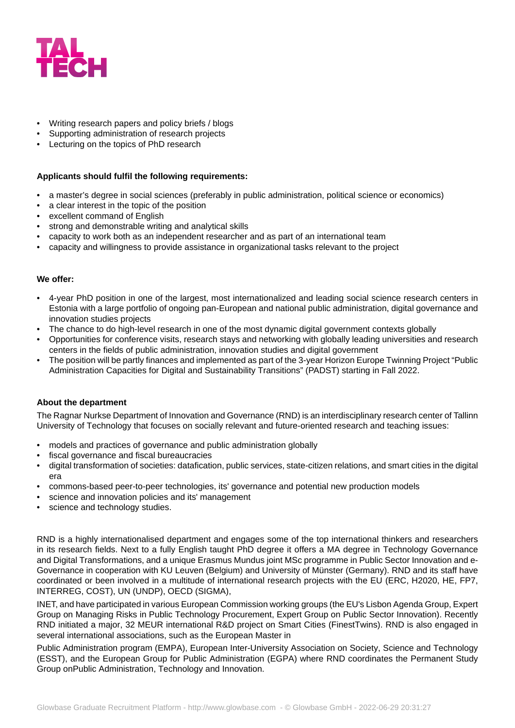- Writing research papers and policy briefs / blogs
- Supporting administration of research projects
- Lecturing on the topics of PhD research

**Applicants should fulfil the following requirements:**

- a master's degree in social sciences (preferably in public administration, political science or economics)
- a clear interest in the topic of the position
- excellent command of English
- strong and demonstrable writing and analytical skills
- capacity to work both as an independent researcher and as part of an international team
- capacity and willingness to provide assistance in organizational tasks relevant to the project

**We offer:**

- 4-year PhD position in one of the largest, most internationalized and leading social science research centers in Estonia with a large portfolio of ongoing pan-European and national public administration, digital governance and innovation studies projects
- The chance to do high-level research in one of the most dynamic digital government contexts globally
- Opportunities for conference visits, research stays and networking with globally leading universities and research centers in the fields of public administration, innovation studies and digital government
- The position will be partly finances and implemented as part of the 3-year Horizon Europe Twinning Project "Public Administration Capacities for Digital and Sustainability Transitions" (PADST) starting in Fall 2022.

**About the department**

The Ragnar Nurkse Department of Innovation and Governance (RND) is an interdisciplinary research center of Tallinn University of Technology that focuses on socially relevant and future-oriented research and teaching issues:

- models and practices of governance and public administration globally
- fiscal governance and fiscal bureaucracies
- digital transformation of societies: datafication, public services, state-citizen relations, and smart cities in the digital era
- commons-based peer-to-peer technologies, its' governance and potential new production models
- science and innovation policies and its' management
- science and technology studies.

RND is a highly internationalised department and engages some of the top international thinkers and researchers in its research fields. Next to a fully English taught PhD degree it offers a MA degree in Technology Governance and Digital Transformations, and a unique Erasmus Mundus joint MSc programme in Public Sector Innovation and e-Governance in cooperation with KU Leuven (Belgium) and University of Münster (Germany). RND and its staff have coordinated or been involved in a multitude of international research projects with the EU (ERC, H2020, HE, FP7, INTERREG, COST), UN (UNDP), OECD (SIGMA),

INET, and have participated in various European Commission working groups (the EU's Lisbon Agenda Group, Expert Group on Managing Risks in Public Technology Procurement, Expert Group on Public Sector Innovation). Recently RND initiated a major, 32 MEUR international R&D project on Smart Cities (FinestTwins). RND is also engaged in several international associations, such as the European Master in

Public Administration program (EMPA), European Inter-University Association on Society, Science and Technology (ESST), and the European Group for Public Administration (EGPA) where RND coordinates the Permanent Study Group onPublic Administration, Technology and Innovation.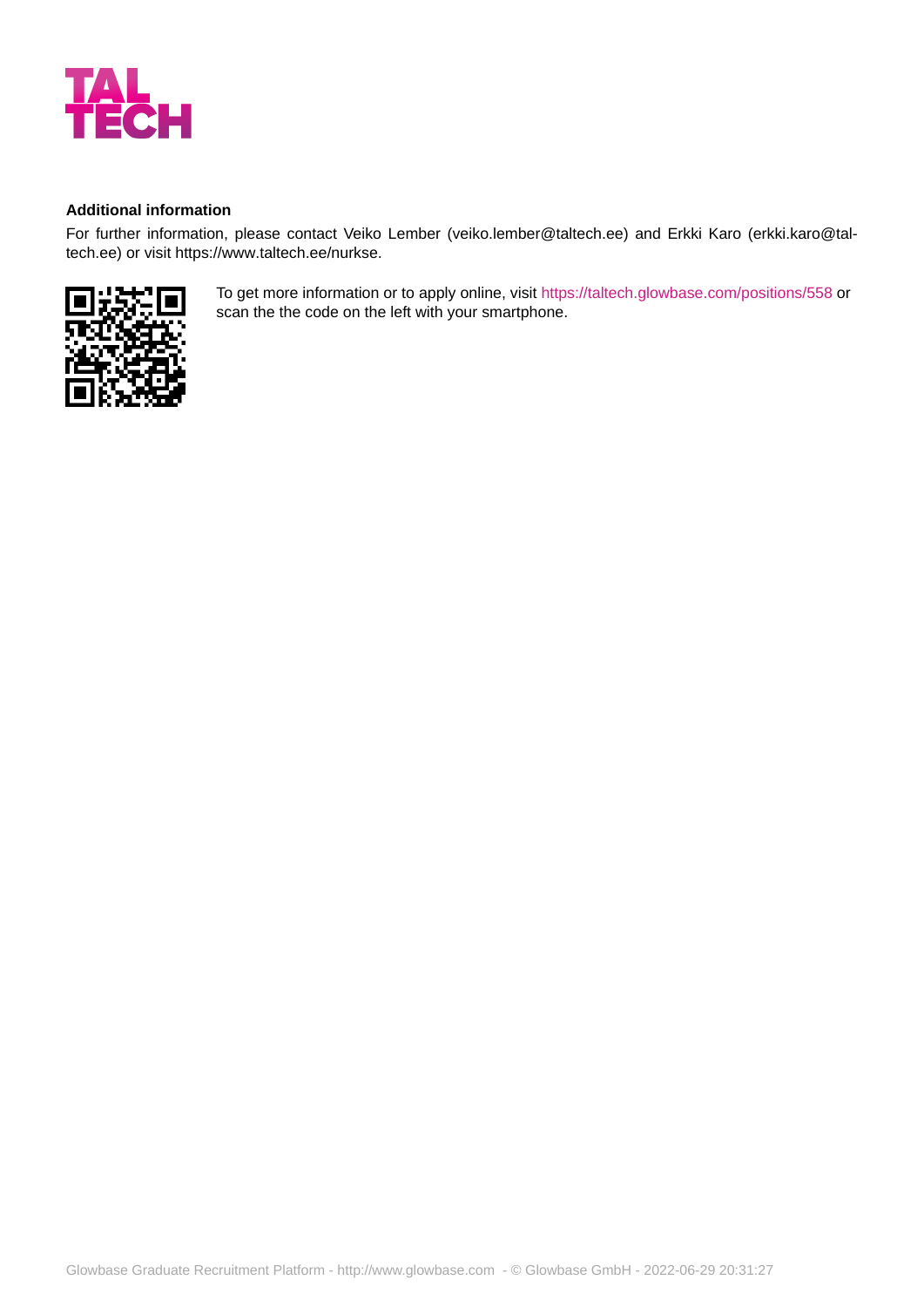### Additional information

For further information, please contact Veiko Lember (veiko.lember@taltech.ee) and Erkki Karo (erkki.karo@taltech.ee) or visit https://www.taltech.ee/nurkse.

To get more information or to apply online, visit https://taltech.glowbase.com/positions/558 or scan the the code on the left with your smartphone.